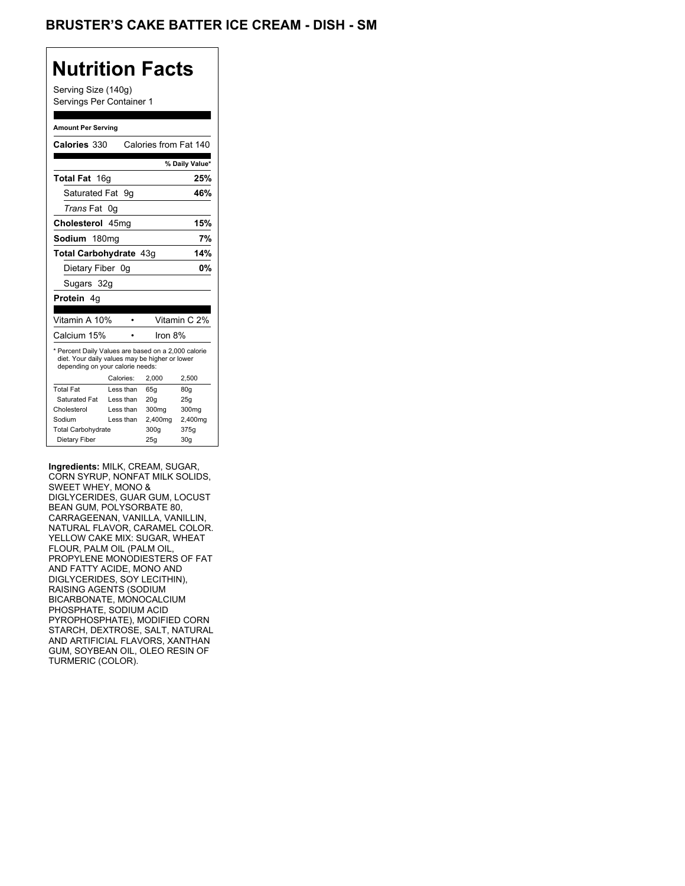# BRUSTER'S CAKE BATTER ICE CREAM - DISH - SM

## Nutrition Facts

Serving Size (140g)
Servings Per Container 1

**Amount Per Serving**

| | |
|---|---|
| **Calories** 330 | Calories from Fat 140 |
| | **% Daily Value*** |
| **Total Fat** 16g | **25%** |
| Saturated Fat 9g | **46%** |
| *Trans* Fat 0g | |
| **Cholesterol** 45mg | **15%** |
| **Sodium** 180mg | **7%** |
| **Total Carbohydrate** 43g | **14%** |
| Dietary Fiber 0g | **0%** |
| Sugars 32g | |
| **Protein** 4g | |

| | |
|---|---|
| Vitamin A 10% | Vitamin C 2% |
| Calcium 15% | Iron 8% |

\* Percent Daily Values are based on a 2,000 calorie diet. Your daily values may be higher or lower depending on your calorie needs:

| | Calories: | 2,000 | 2,500 |
|---|---|---|---|
| Total Fat | Less than | 65g | 80g |
| Saturated Fat | Less than | 20g | 25g |
| Cholesterol | Less than | 300mg | 300mg |
| Sodium | Less than | 2,400mg | 2,400mg |
| Total Carbohydrate | | 300g | 375g |
| Dietary Fiber | | 25g | 30g |

**Ingredients:** MILK, CREAM, SUGAR, CORN SYRUP, NONFAT MILK SOLIDS, SWEET WHEY, MONO & DIGLYCERIDES, GUAR GUM, LOCUST BEAN GUM, POLYSORBATE 80, CARRAGEENAN, VANILLA, VANILLIN, NATURAL FLAVOR, CARAMEL COLOR. YELLOW CAKE MIX: SUGAR, WHEAT FLOUR, PALM OIL (PALM OIL, PROPYLENE MONODIESTERS OF FAT AND FATTY ACIDE, MONO AND DIGLYCERIDES, SOY LECITHIN), RAISING AGENTS (SODIUM BICARBONATE, MONOCALCIUM PHOSPHATE, SODIUM ACID PYROPHOSPHATE), MODIFIED CORN STARCH, DEXTROSE, SALT, NATURAL AND ARTIFICIAL FLAVORS, XANTHAN GUM, SOYBEAN OIL, OLEO RESIN OF TURMERIC (COLOR).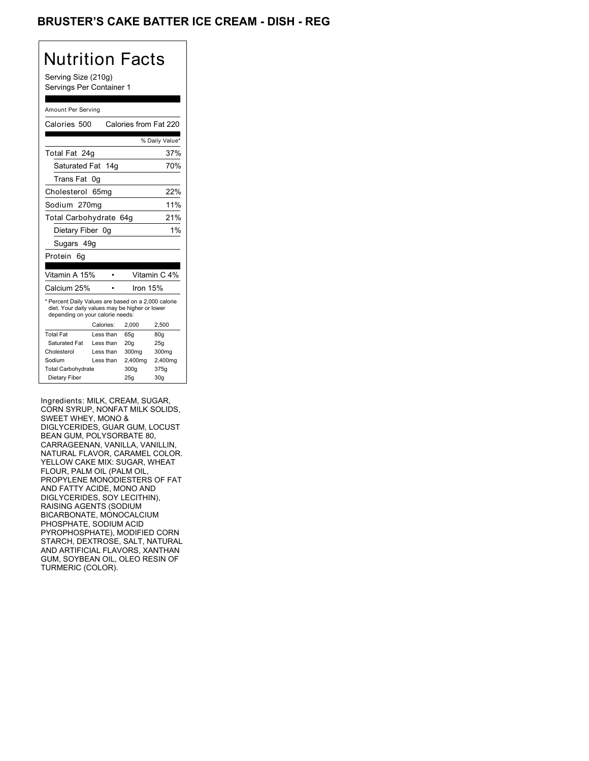# BRUSTER'S CAKE BATTER ICE CREAM - DISH - REG

## Nutrition Facts

Serving Size (210g)
Servings Per Container 1

Amount Per Serving

Calories 500 Calories from Fat 220

| | % Daily Value* |
|---|---|
| Total Fat 24g | 37% |
| Saturated Fat 14g | 70% |
| Trans Fat 0g | |
| Cholesterol 65mg | 22% |
| Sodium 270mg | 11% |
| Total Carbohydrate 64g | 21% |
| Dietary Fiber 0g | 1% |
| Sugars 49g | |
| Protein 6g | |

| | |
|---|---|
| Vitamin A 15% | Vitamin C 4% |
| Calcium 25% | Iron 15% |

* Percent Daily Values are based on a 2,000 calorie diet. Your daily values may be higher or lower depending on your calorie needs:

| | Calories: | 2,000 | 2,500 |
|---|---|---|---|
| Total Fat | Less than | 65g | 80g |
| Saturated Fat | Less than | 20g | 25g |
| Cholesterol | Less than | 300mg | 300mg |
| Sodium | Less than | 2,400mg | 2,400mg |
| Total Carbohydrate | | 300g | 375g |
| Dietary Fiber | | 25g | 30g |

Ingredients: MILK, CREAM, SUGAR, CORN SYRUP, NONFAT MILK SOLIDS, SWEET WHEY, MONO & DIGLYCERIDES, GUAR GUM, LOCUST BEAN GUM, POLYSORBATE 80, CARRAGEENAN, VANILLA, VANILLIN, NATURAL FLAVOR, CARAMEL COLOR. YELLOW CAKE MIX: SUGAR, WHEAT FLOUR, PALM OIL (PALM OIL, PROPYLENE MONODIESTERS OF FAT AND FATTY ACIDE, MONO AND DIGLYCERIDES, SOY LECITHIN), RAISING AGENTS (SODIUM BICARBONATE, MONOCALCIUM PHOSPHATE, SODIUM ACID PYROPHOSPHATE), MODIFIED CORN STARCH, DEXTROSE, SALT, NATURAL AND ARTIFICIAL FLAVORS, XANTHAN GUM, SOYBEAN OIL, OLEO RESIN OF TURMERIC (COLOR).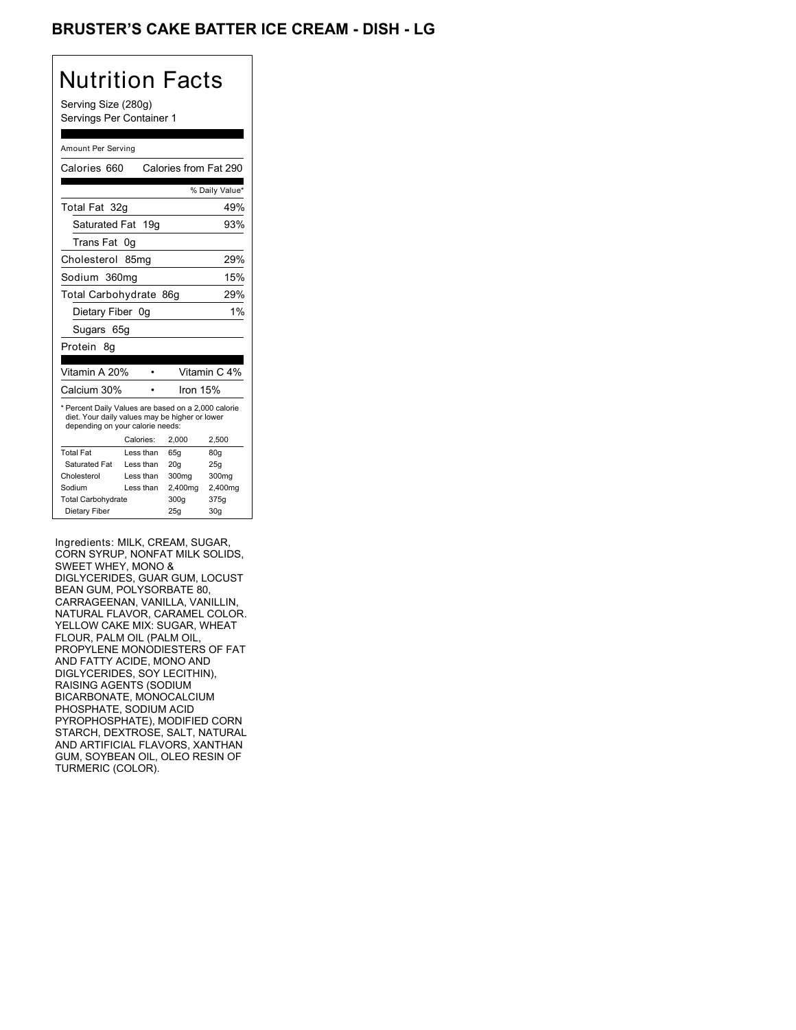# BRUSTER'S CAKE BATTER ICE CREAM - DISH - LG

## Nutrition Facts

Serving Size (280g)
Servings Per Container 1

Amount Per Serving

| | |
|---|---|
| Calories 660 | Calories from Fat 290 |
| | % Daily Value* |
| Total Fat 32g | 49% |
| Saturated Fat 19g | 93% |
| Trans Fat 0g | |
| Cholesterol 85mg | 29% |
| Sodium 360mg | 15% |
| Total Carbohydrate 86g | 29% |
| Dietary Fiber 0g | 1% |
| Sugars 65g | |
| Protein 8g | |

| | |
|---|---|
| Vitamin A 20% | Vitamin C 4% |
| Calcium 30% | Iron 15% |

* Percent Daily Values are based on a 2,000 calorie diet. Your daily values may be higher or lower depending on your calorie needs:

| | Calories: | 2,000 | 2,500 |
|---|---|---|---|
| Total Fat | Less than | 65g | 80g |
| Saturated Fat | Less than | 20g | 25g |
| Cholesterol | Less than | 300mg | 300mg |
| Sodium | Less than | 2,400mg | 2,400mg |
| Total Carbohydrate | | 300g | 375g |
| Dietary Fiber | | 25g | 30g |

Ingredients: MILK, CREAM, SUGAR, CORN SYRUP, NONFAT MILK SOLIDS, SWEET WHEY, MONO & DIGLYCERIDES, GUAR GUM, LOCUST BEAN GUM, POLYSORBATE 80, CARRAGEENAN, VANILLA, VANILLIN, NATURAL FLAVOR, CARAMEL COLOR. YELLOW CAKE MIX: SUGAR, WHEAT FLOUR, PALM OIL (PALM OIL, PROPYLENE MONODIESTERS OF FAT AND FATTY ACIDE, MONO AND DIGLYCERIDES, SOY LECITHIN), RAISING AGENTS (SODIUM BICARBONATE, MONOCALCIUM PHOSPHATE, SODIUM ACID PYROPHOSPHATE), MODIFIED CORN STARCH, DEXTROSE, SALT, NATURAL AND ARTIFICIAL FLAVORS, XANTHAN GUM, SOYBEAN OIL, OLEO RESIN OF TURMERIC (COLOR).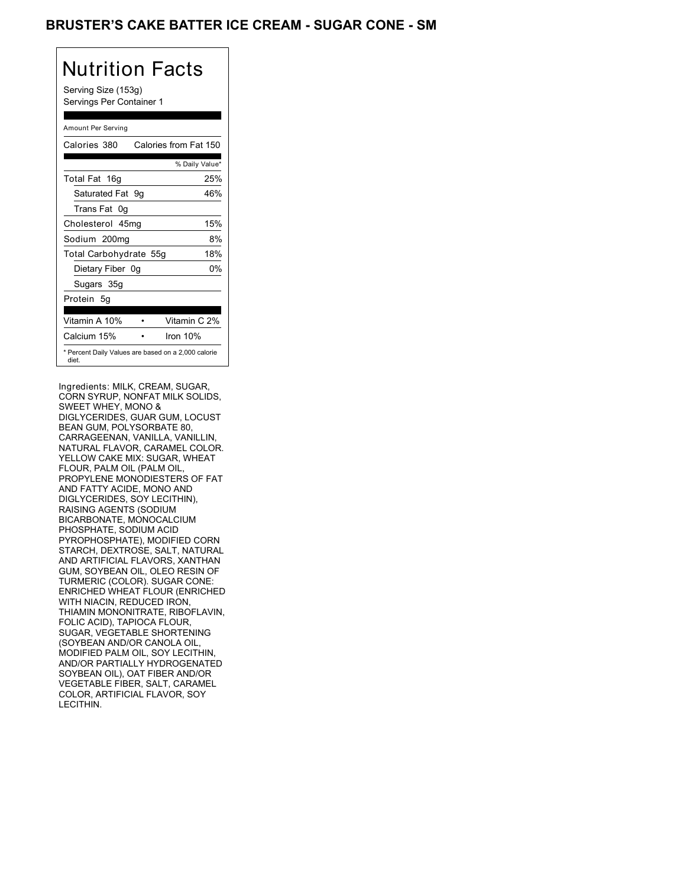# BRUSTER'S CAKE BATTER ICE CREAM - SUGAR CONE - SM

## Nutrition Facts

Serving Size (153g)
Servings Per Container 1

Amount Per Serving

| Calories 380 | Calories from Fat 150 |
|---|---|
| | % Daily Value* |
| Total Fat 16g | 25% |
| Saturated Fat 9g | 46% |
| Trans Fat 0g | |
| Cholesterol 45mg | 15% |
| Sodium 200mg | 8% |
| Total Carbohydrate 55g | 18% |
| Dietary Fiber 0g | 0% |
| Sugars 35g | |
| Protein 5g | |
| Vitamin A 10% • | Vitamin C 2% |
| Calcium 15% • | Iron 10% |

* Percent Daily Values are based on a 2,000 calorie diet.

Ingredients: MILK, CREAM, SUGAR, CORN SYRUP, NONFAT MILK SOLIDS, SWEET WHEY, MONO & DIGLYCERIDES, GUAR GUM, LOCUST BEAN GUM, POLYSORBATE 80, CARRAGEENAN, VANILLA, VANILLIN, NATURAL FLAVOR, CARAMEL COLOR. YELLOW CAKE MIX: SUGAR, WHEAT FLOUR, PALM OIL (PALM OIL, PROPYLENE MONODIESTERS OF FAT AND FATTY ACIDE, MONO AND DIGLYCERIDES, SOY LECITHIN), RAISING AGENTS (SODIUM BICARBONATE, MONOCALCIUM PHOSPHATE, SODIUM ACID PYROPHOSPHATE), MODIFIED CORN STARCH, DEXTROSE, SALT, NATURAL AND ARTIFICIAL FLAVORS, XANTHAN GUM, SOYBEAN OIL, OLEO RESIN OF TURMERIC (COLOR). SUGAR CONE: ENRICHED WHEAT FLOUR (ENRICHED WITH NIACIN, REDUCED IRON, THIAMIN MONONITRATE, RIBOFLAVIN, FOLIC ACID), TAPIOCA FLOUR, SUGAR, VEGETABLE SHORTENING (SOYBEAN AND/OR CANOLA OIL, MODIFIED PALM OIL, SOY LECITHIN, AND/OR PARTIALLY HYDROGENATED SOYBEAN OIL), OAT FIBER AND/OR VEGETABLE FIBER, SALT, CARAMEL COLOR, ARTIFICIAL FLAVOR, SOY LECITHIN.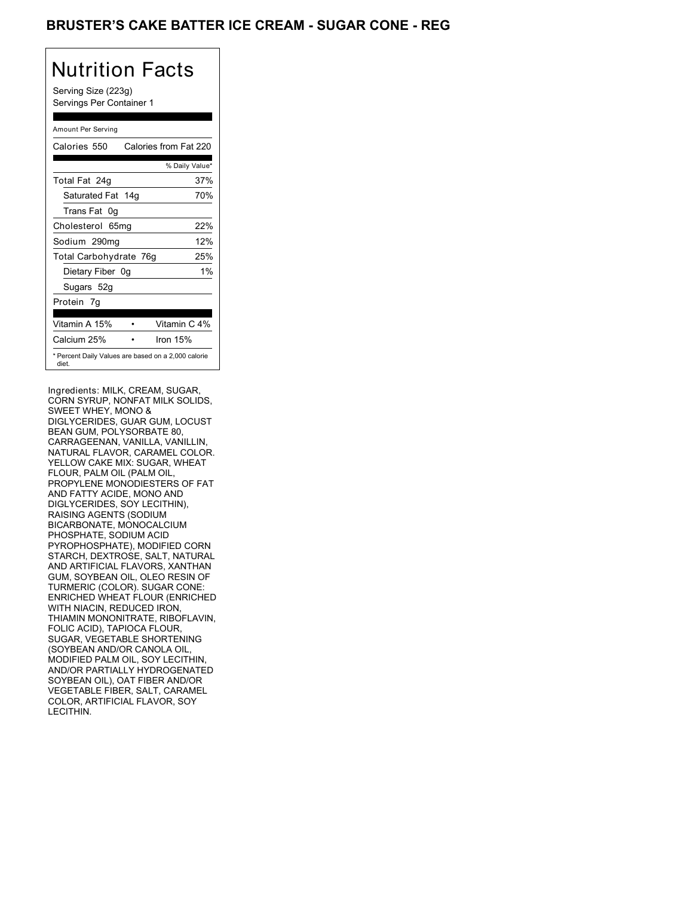## BRUSTER'S CAKE BATTER ICE CREAM - SUGAR CONE - REG

# Nutrition Facts

Serving Size (223g)
Servings Per Container 1

Amount Per Serving

| Calories 550 | Calories from Fat 220 |
|---|---|
| | % Daily Value* |
| Total Fat 24g | 37% |
| Saturated Fat 14g | 70% |
| Trans Fat 0g | |
| Cholesterol 65mg | 22% |
| Sodium 290mg | 12% |
| Total Carbohydrate 76g | 25% |
| Dietary Fiber 0g | 1% |
| Sugars 52g | |
| Protein 7g | |

| Vitamin A 15% | • | Vitamin C 4% |
|---|---|---|
| Calcium 25% | • | Iron 15% |

* Percent Daily Values are based on a 2,000 calorie diet.

Ingredients: MILK, CREAM, SUGAR, CORN SYRUP, NONFAT MILK SOLIDS, SWEET WHEY, MONO & DIGLYCERIDES, GUAR GUM, LOCUST BEAN GUM, POLYSORBATE 80, CARRAGEENAN, VANILLA, VANILLIN, NATURAL FLAVOR, CARAMEL COLOR. YELLOW CAKE MIX: SUGAR, WHEAT FLOUR, PALM OIL (PALM OIL, PROPYLENE MONODIESTERS OF FAT AND FATTY ACIDE, MONO AND DIGLYCERIDES, SOY LECITHIN), RAISING AGENTS (SODIUM BICARBONATE, MONOCALCIUM PHOSPHATE, SODIUM ACID PYROPHOSPHATE), MODIFIED CORN STARCH, DEXTROSE, SALT, NATURAL AND ARTIFICIAL FLAVORS, XANTHAN GUM, SOYBEAN OIL, OLEO RESIN OF TURMERIC (COLOR). SUGAR CONE: ENRICHED WHEAT FLOUR (ENRICHED WITH NIACIN, REDUCED IRON, THIAMIN MONONITRATE, RIBOFLAVIN, FOLIC ACID), TAPIOCA FLOUR, SUGAR, VEGETABLE SHORTENING (SOYBEAN AND/OR CANOLA OIL, MODIFIED PALM OIL, SOY LECITHIN, AND/OR PARTIALLY HYDROGENATED SOYBEAN OIL), OAT FIBER AND/OR VEGETABLE FIBER, SALT, CARAMEL COLOR, ARTIFICIAL FLAVOR, SOY LECITHIN.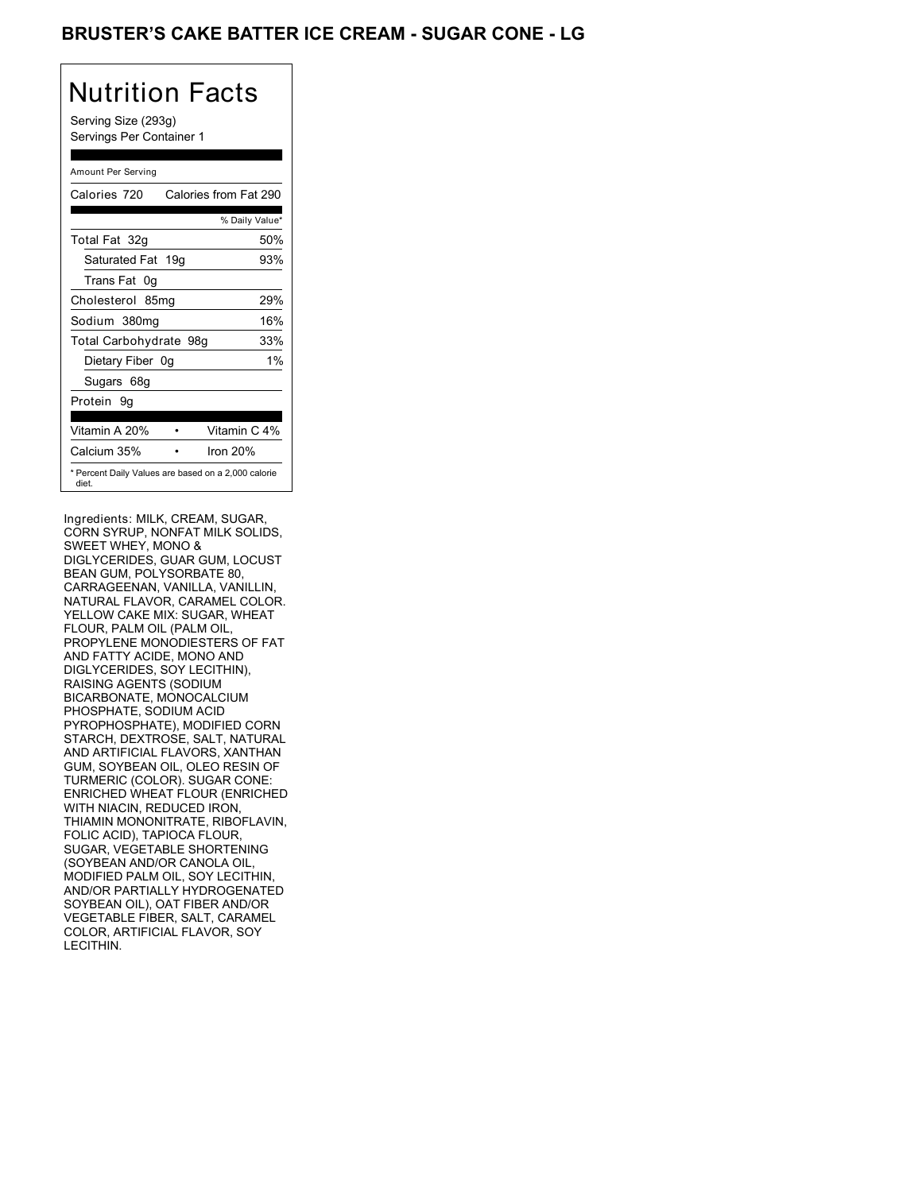# BRUSTER'S CAKE BATTER ICE CREAM - SUGAR CONE - LG

## Nutrition Facts

Serving Size (293g)
Servings Per Container 1

Amount Per Serving

| Calories 720 | Calories from Fat 290 |
|---|---|
| | % Daily Value* |
| Total Fat 32g | 50% |
| Saturated Fat 19g | 93% |
| Trans Fat 0g | |
| Cholesterol 85mg | 29% |
| Sodium 380mg | 16% |
| Total Carbohydrate 98g | 33% |
| Dietary Fiber 0g | 1% |
| Sugars 68g | |
| Protein 9g | |

| Vitamin A 20% | • | Vitamin C 4% |
|---|---|---|
| Calcium 35% | • | Iron 20% |

* Percent Daily Values are based on a 2,000 calorie diet.

Ingredients: MILK, CREAM, SUGAR, CORN SYRUP, NONFAT MILK SOLIDS, SWEET WHEY, MONO & DIGLYCERIDES, GUAR GUM, LOCUST BEAN GUM, POLYSORBATE 80, CARRAGEENAN, VANILLA, VANILLIN, NATURAL FLAVOR, CARAMEL COLOR. YELLOW CAKE MIX: SUGAR, WHEAT FLOUR, PALM OIL (PALM OIL, PROPYLENE MONODIESTERS OF FAT AND FATTY ACIDE, MONO AND DIGLYCERIDES, SOY LECITHIN), RAISING AGENTS (SODIUM BICARBONATE, MONOCALCIUM PHOSPHATE, SODIUM ACID PYROPHOSPHATE), MODIFIED CORN STARCH, DEXTROSE, SALT, NATURAL AND ARTIFICIAL FLAVORS, XANTHAN GUM, SOYBEAN OIL, OLEO RESIN OF TURMERIC (COLOR). SUGAR CONE: ENRICHED WHEAT FLOUR (ENRICHED WITH NIACIN, REDUCED IRON, THIAMIN MONONITRATE, RIBOFLAVIN, FOLIC ACID), TAPIOCA FLOUR, SUGAR, VEGETABLE SHORTENING (SOYBEAN AND/OR CANOLA OIL, MODIFIED PALM OIL, SOY LECITHIN, AND/OR PARTIALLY HYDROGENATED SOYBEAN OIL), OAT FIBER AND/OR VEGETABLE FIBER, SALT, CARAMEL COLOR, ARTIFICIAL FLAVOR, SOY LECITHIN.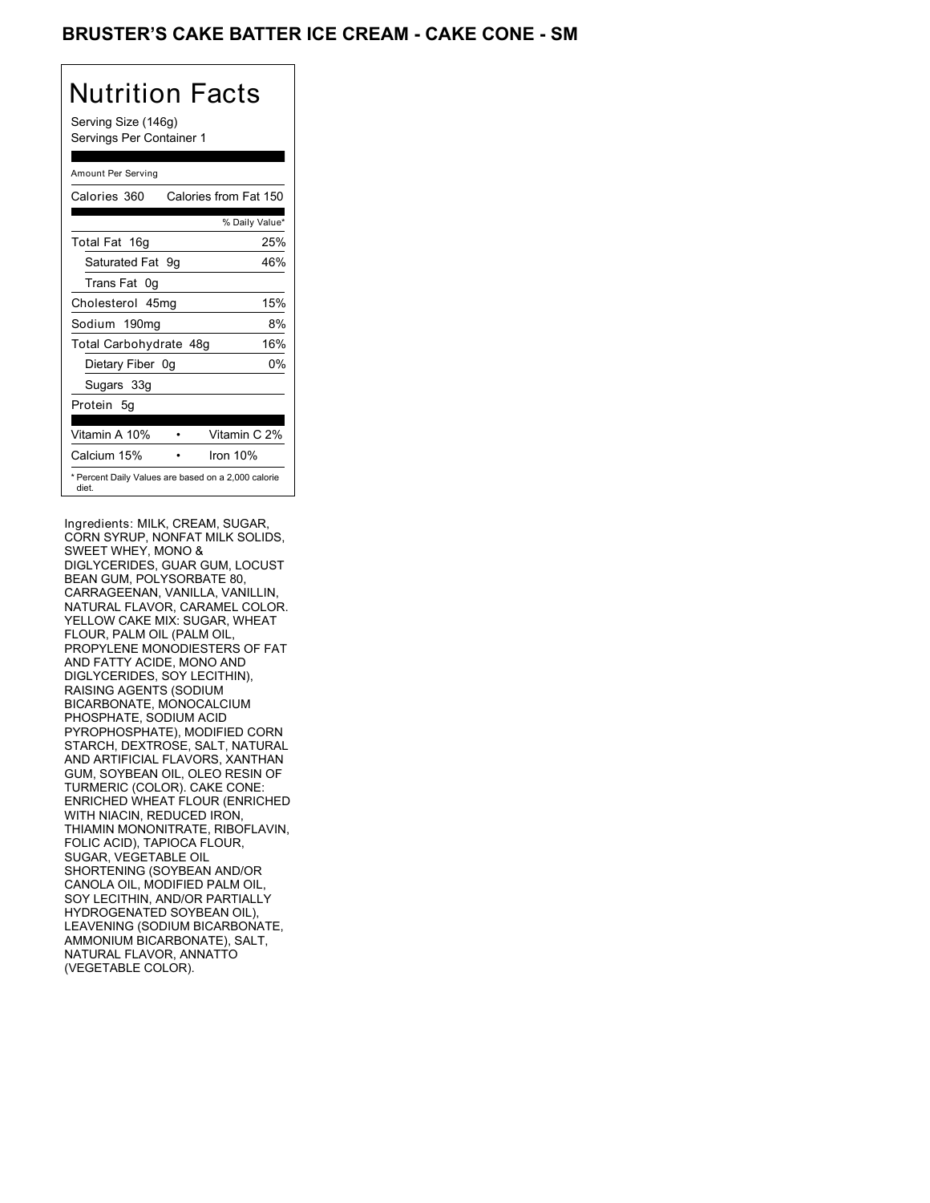# BRUSTER'S CAKE BATTER ICE CREAM - CAKE CONE - SM

## Nutrition Facts

Serving Size (146g)
Servings Per Container 1

| Amount Per Serving | |
|---|---|
| Calories 360 | Calories from Fat 150 |
| | % Daily Value* |
| Total Fat 16g | 25% |
| Saturated Fat 9g | 46% |
| Trans Fat 0g | |
| Cholesterol 45mg | 15% |
| Sodium 190mg | 8% |
| Total Carbohydrate 48g | 16% |
| Dietary Fiber 0g | 0% |
| Sugars 33g | |
| Protein 5g | |
| Vitamin A 10% | Vitamin C 2% |
| Calcium 15% | Iron 10% |

* Percent Daily Values are based on a 2,000 calorie diet.

Ingredients: MILK, CREAM, SUGAR, CORN SYRUP, NONFAT MILK SOLIDS, SWEET WHEY, MONO & DIGLYCERIDES, GUAR GUM, LOCUST BEAN GUM, POLYSORBATE 80, CARRAGEENAN, VANILLA, VANILLIN, NATURAL FLAVOR, CARAMEL COLOR. YELLOW CAKE MIX: SUGAR, WHEAT FLOUR, PALM OIL (PALM OIL, PROPYLENE MONODIESTERS OF FAT AND FATTY ACIDE, MONO AND DIGLYCERIDES, SOY LECITHIN), RAISING AGENTS (SODIUM BICARBONATE, MONOCALCIUM PHOSPHATE, SODIUM ACID PYROPHOSPHATE), MODIFIED CORN STARCH, DEXTROSE, SALT, NATURAL AND ARTIFICIAL FLAVORS, XANTHAN GUM, SOYBEAN OIL, OLEO RESIN OF TURMERIC (COLOR). CAKE CONE: ENRICHED WHEAT FLOUR (ENRICHED WITH NIACIN, REDUCED IRON, THIAMIN MONONITRATE, RIBOFLAVIN, FOLIC ACID), TAPIOCA FLOUR, SUGAR, VEGETABLE OIL SHORTENING (SOYBEAN AND/OR CANOLA OIL, MODIFIED PALM OIL, SOY LECITHIN, AND/OR PARTIALLY HYDROGENATED SOYBEAN OIL), LEAVENING (SODIUM BICARBONATE, AMMONIUM BICARBONATE), SALT, NATURAL FLAVOR, ANNATTO (VEGETABLE COLOR).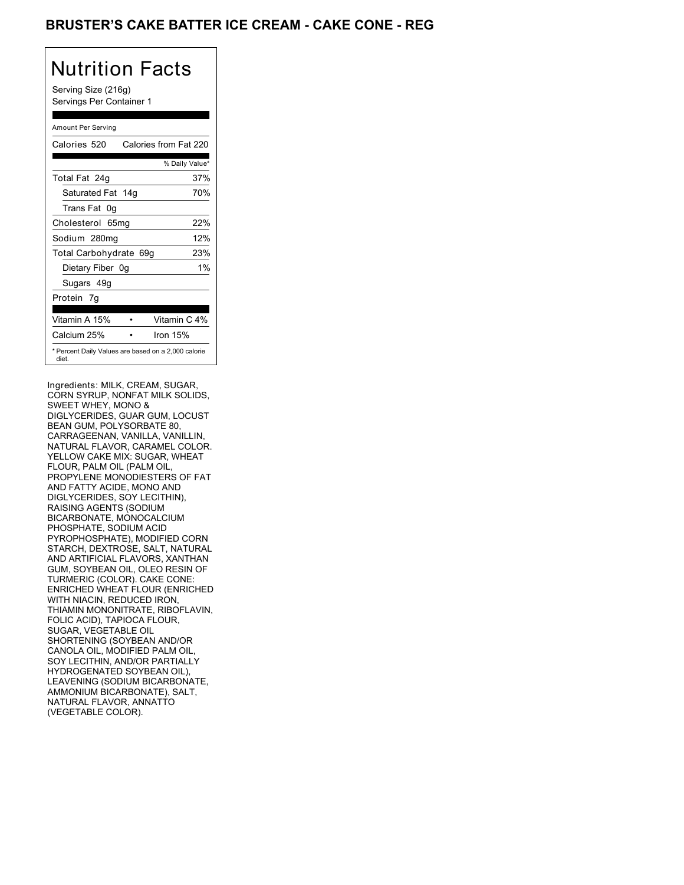# BRUSTER'S CAKE BATTER ICE CREAM - CAKE CONE - REG

## Nutrition Facts

Serving Size (216g)
Servings Per Container 1

| Amount Per Serving | |
|---|---|
| Calories 520 | Calories from Fat 220 |
| | % Daily Value* |
| Total Fat 24g | 37% |
| Saturated Fat 14g | 70% |
| Trans Fat 0g | |
| Cholesterol 65mg | 22% |
| Sodium 280mg | 12% |
| Total Carbohydrate 69g | 23% |
| Dietary Fiber 0g | 1% |
| Sugars 49g | |
| Protein 7g | |
| Vitamin A 15% • | Vitamin C 4% |
| Calcium 25% • | Iron 15% |

* Percent Daily Values are based on a 2,000 calorie diet.

Ingredients: MILK, CREAM, SUGAR, CORN SYRUP, NONFAT MILK SOLIDS, SWEET WHEY, MONO & DIGLYCERIDES, GUAR GUM, LOCUST BEAN GUM, POLYSORBATE 80, CARRAGEENAN, VANILLA, VANILLIN, NATURAL FLAVOR, CARAMEL COLOR. YELLOW CAKE MIX: SUGAR, WHEAT FLOUR, PALM OIL (PALM OIL, PROPYLENE MONODIESTERS OF FAT AND FATTY ACIDE, MONO AND DIGLYCERIDES, SOY LECITHIN), RAISING AGENTS (SODIUM BICARBONATE, MONOCALCIUM PHOSPHATE, SODIUM ACID PYROPHOSPHATE), MODIFIED CORN STARCH, DEXTROSE, SALT, NATURAL AND ARTIFICIAL FLAVORS, XANTHAN GUM, SOYBEAN OIL, OLEO RESIN OF TURMERIC (COLOR). CAKE CONE: ENRICHED WHEAT FLOUR (ENRICHED WITH NIACIN, REDUCED IRON, THIAMIN MONONITRATE, RIBOFLAVIN, FOLIC ACID), TAPIOCA FLOUR, SUGAR, VEGETABLE OIL SHORTENING (SOYBEAN AND/OR CANOLA OIL, MODIFIED PALM OIL, SOY LECITHIN, AND/OR PARTIALLY HYDROGENATED SOYBEAN OIL), LEAVENING (SODIUM BICARBONATE, AMMONIUM BICARBONATE), SALT, NATURAL FLAVOR, ANNATTO (VEGETABLE COLOR).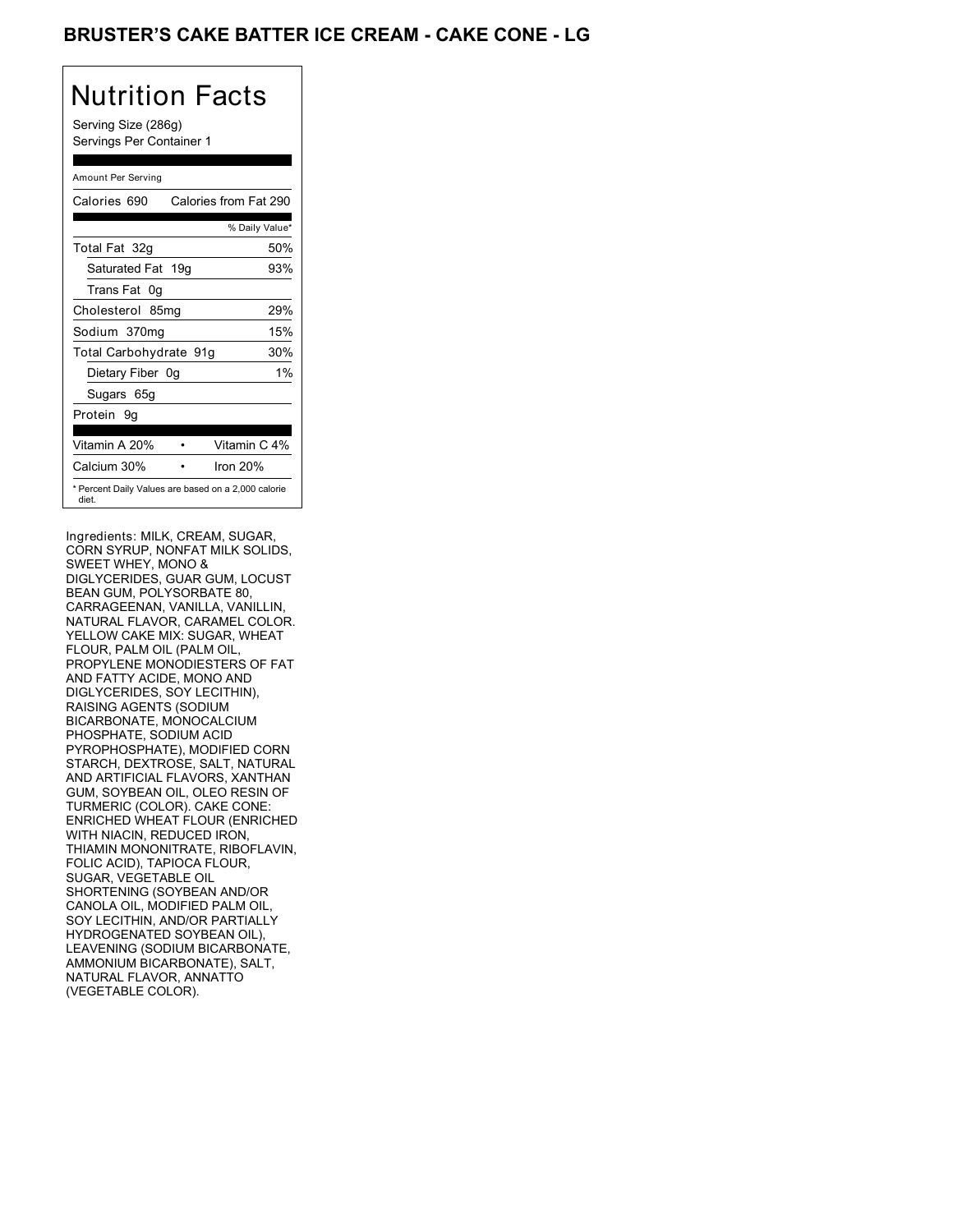# BRUSTER'S CAKE BATTER ICE CREAM - CAKE CONE - LG

## Nutrition Facts

Serving Size (286g)
Servings Per Container 1

Amount Per Serving

| Calories 690 | Calories from Fat 290 |
|---|---|
| | % Daily Value* |
| Total Fat 32g | 50% |
| Saturated Fat 19g | 93% |
| Trans Fat 0g | |
| Cholesterol 85mg | 29% |
| Sodium 370mg | 15% |
| Total Carbohydrate 91g | 30% |
| Dietary Fiber 0g | 1% |
| Sugars 65g | |
| Protein 9g | |

| Vitamin A 20% | • | Vitamin C 4% |
|---|---|---|
| Calcium 30% | • | Iron 20% |

* Percent Daily Values are based on a 2,000 calorie diet.

Ingredients: MILK, CREAM, SUGAR, CORN SYRUP, NONFAT MILK SOLIDS, SWEET WHEY, MONO & DIGLYCERIDES, GUAR GUM, LOCUST BEAN GUM, POLYSORBATE 80, CARRAGEENAN, VANILLA, VANILLIN, NATURAL FLAVOR, CARAMEL COLOR. YELLOW CAKE MIX: SUGAR, WHEAT FLOUR, PALM OIL (PALM OIL, PROPYLENE MONODIESTERS OF FAT AND FATTY ACIDE, MONO AND DIGLYCERIDES, SOY LECITHIN), RAISING AGENTS (SODIUM BICARBONATE, MONOCALCIUM PHOSPHATE, SODIUM ACID PYROPHOSPHATE), MODIFIED CORN STARCH, DEXTROSE, SALT, NATURAL AND ARTIFICIAL FLAVORS, XANTHAN GUM, SOYBEAN OIL, OLEO RESIN OF TURMERIC (COLOR). CAKE CONE: ENRICHED WHEAT FLOUR (ENRICHED WITH NIACIN, REDUCED IRON, THIAMIN MONONITRATE, RIBOFLAVIN, FOLIC ACID), TAPIOCA FLOUR, SUGAR, VEGETABLE OIL SHORTENING (SOYBEAN AND/OR CANOLA OIL, MODIFIED PALM OIL, SOY LECITHIN, AND/OR PARTIALLY HYDROGENATED SOYBEAN OIL), LEAVENING (SODIUM BICARBONATE, AMMONIUM BICARBONATE), SALT, NATURAL FLAVOR, ANNATTO (VEGETABLE COLOR).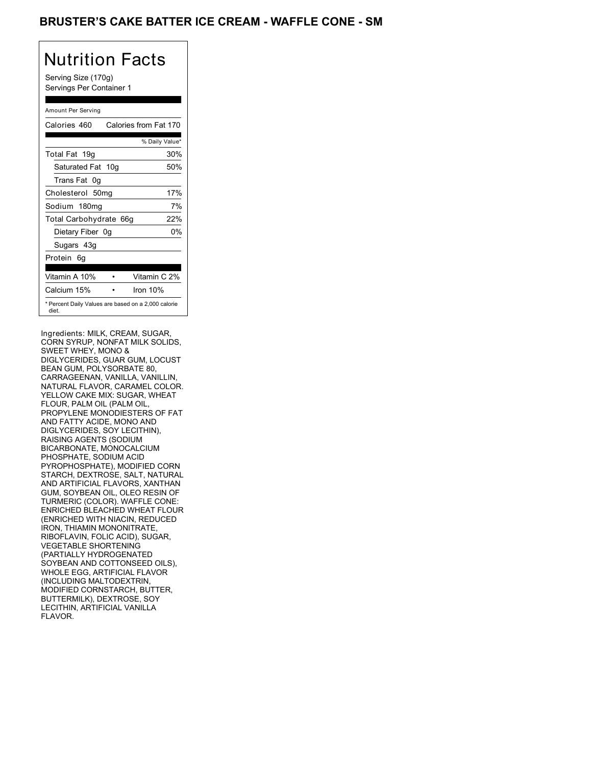# BRUSTER'S CAKE BATTER ICE CREAM - WAFFLE CONE - SM

## Nutrition Facts

Serving Size (170g)
Servings Per Container 1

| Amount Per Serving | |
|---|---|
| Calories 460 | Calories from Fat 170 |
| | % Daily Value* |
| Total Fat 19g | 30% |
| Saturated Fat 10g | 50% |
| Trans Fat 0g | |
| Cholesterol 50mg | 17% |
| Sodium 180mg | 7% |
| Total Carbohydrate 66g | 22% |
| Dietary Fiber 0g | 0% |
| Sugars 43g | |
| Protein 6g | |
| Vitamin A 10% | Vitamin C 2% |
| Calcium 15% | Iron 10% |

* Percent Daily Values are based on a 2,000 calorie diet.

Ingredients: MILK, CREAM, SUGAR, CORN SYRUP, NONFAT MILK SOLIDS, SWEET WHEY, MONO & DIGLYCERIDES, GUAR GUM, LOCUST BEAN GUM, POLYSORBATE 80, CARRAGEENAN, VANILLA, VANILLIN, NATURAL FLAVOR, CARAMEL COLOR. YELLOW CAKE MIX: SUGAR, WHEAT FLOUR, PALM OIL (PALM OIL, PROPYLENE MONODIESTERS OF FAT AND FATTY ACIDE, MONO AND DIGLYCERIDES, SOY LECITHIN), RAISING AGENTS (SODIUM BICARBONATE, MONOCALCIUM PHOSPHATE, SODIUM ACID PYROPHOSPHATE), MODIFIED CORN STARCH, DEXTROSE, SALT, NATURAL AND ARTIFICIAL FLAVORS, XANTHAN GUM, SOYBEAN OIL, OLEO RESIN OF TURMERIC (COLOR). WAFFLE CONE: ENRICHED BLEACHED WHEAT FLOUR (ENRICHED WITH NIACIN, REDUCED IRON, THIAMIN MONONITRATE, RIBOFLAVIN, FOLIC ACID), SUGAR, VEGETABLE SHORTENING (PARTIALLY HYDROGENATED SOYBEAN AND COTTONSEED OILS), WHOLE EGG, ARTIFICIAL FLAVOR (INCLUDING MALTODEXTRIN, MODIFIED CORNSTARCH, BUTTER, BUTTERMILK), DEXTROSE, SOY LECITHIN, ARTIFICIAL VANILLA FLAVOR.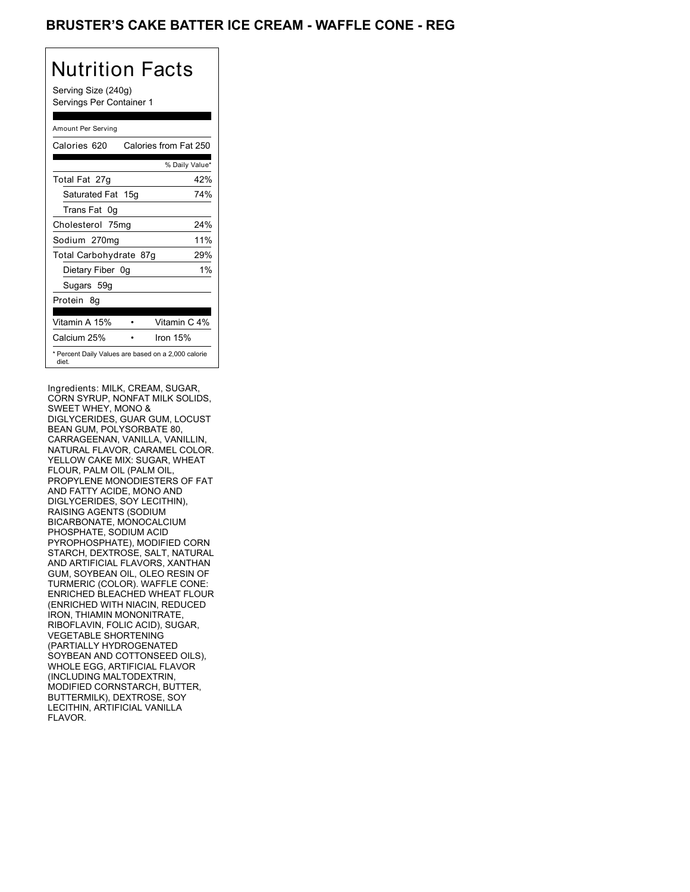## BRUSTER'S CAKE BATTER ICE CREAM - WAFFLE CONE - REG

# Nutrition Facts

Serving Size (240g)
Servings Per Container 1

Amount Per Serving

| Calories 620 | Calories from Fat 250 |
|---|---|
| | % Daily Value* |
| Total Fat 27g | 42% |
| Saturated Fat 15g | 74% |
| Trans Fat 0g | |
| Cholesterol 75mg | 24% |
| Sodium 270mg | 11% |
| Total Carbohydrate 87g | 29% |
| Dietary Fiber 0g | 1% |
| Sugars 59g | |
| Protein 8g | |

| Vitamin A 15% | • | Vitamin C 4% |
|---|---|---|
| Calcium 25% | • | Iron 15% |

* Percent Daily Values are based on a 2,000 calorie diet.

Ingredients: MILK, CREAM, SUGAR, CORN SYRUP, NONFAT MILK SOLIDS, SWEET WHEY, MONO & DIGLYCERIDES, GUAR GUM, LOCUST BEAN GUM, POLYSORBATE 80, CARRAGEENAN, VANILLA, VANILLIN, NATURAL FLAVOR, CARAMEL COLOR. YELLOW CAKE MIX: SUGAR, WHEAT FLOUR, PALM OIL (PALM OIL, PROPYLENE MONODIESTERS OF FAT AND FATTY ACIDE, MONO AND DIGLYCERIDES, SOY LECITHIN), RAISING AGENTS (SODIUM BICARBONATE, MONOCALCIUM PHOSPHATE, SODIUM ACID PYROPHOSPHATE), MODIFIED CORN STARCH, DEXTROSE, SALT, NATURAL AND ARTIFICIAL FLAVORS, XANTHAN GUM, SOYBEAN OIL, OLEO RESIN OF TURMERIC (COLOR). WAFFLE CONE: ENRICHED BLEACHED WHEAT FLOUR (ENRICHED WITH NIACIN, REDUCED IRON, THIAMIN MONONITRATE, RIBOFLAVIN, FOLIC ACID), SUGAR, VEGETABLE SHORTENING (PARTIALLY HYDROGENATED SOYBEAN AND COTTONSEED OILS), WHOLE EGG, ARTIFICIAL FLAVOR (INCLUDING MALTODEXTRIN, MODIFIED CORNSTARCH, BUTTER, BUTTERMILK), DEXTROSE, SOY LECITHIN, ARTIFICIAL VANILLA FLAVOR.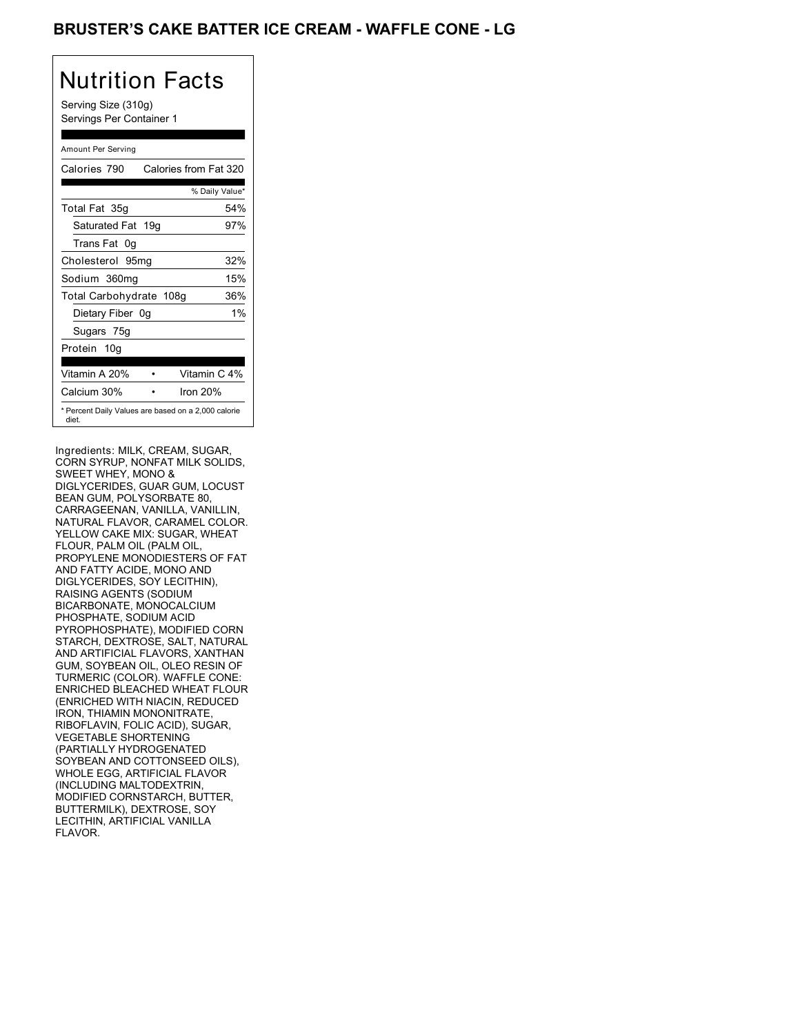# BRUSTER'S CAKE BATTER ICE CREAM - WAFFLE CONE - LG

## Nutrition Facts

Serving Size (310g)
Servings Per Container 1

| | |
|---|---|
| Amount Per Serving | |
| Calories 790 | Calories from Fat 320 |
| | % Daily Value* |
| Total Fat 35g | 54% |
| Saturated Fat 19g | 97% |
| Trans Fat 0g | |
| Cholesterol 95mg | 32% |
| Sodium 360mg | 15% |
| Total Carbohydrate 108g | 36% |
| Dietary Fiber 0g | 1% |
| Sugars 75g | |
| Protein 10g | |
| Vitamin A 20% | Vitamin C 4% |
| Calcium 30% | Iron 20% |

* Percent Daily Values are based on a 2,000 calorie diet.

Ingredients: MILK, CREAM, SUGAR, CORN SYRUP, NONFAT MILK SOLIDS, SWEET WHEY, MONO & DIGLYCERIDES, GUAR GUM, LOCUST BEAN GUM, POLYSORBATE 80, CARRAGEENAN, VANILLA, VANILLIN, NATURAL FLAVOR, CARAMEL COLOR. YELLOW CAKE MIX: SUGAR, WHEAT FLOUR, PALM OIL (PALM OIL, PROPYLENE MONODIESTERS OF FAT AND FATTY ACIDE, MONO AND DIGLYCERIDES, SOY LECITHIN), RAISING AGENTS (SODIUM BICARBONATE, MONOCALCIUM PHOSPHATE, SODIUM ACID PYROPHOSPHATE), MODIFIED CORN STARCH, DEXTROSE, SALT, NATURAL AND ARTIFICIAL FLAVORS, XANTHAN GUM, SOYBEAN OIL, OLEO RESIN OF TURMERIC (COLOR). WAFFLE CONE: ENRICHED BLEACHED WHEAT FLOUR (ENRICHED WITH NIACIN, REDUCED IRON, THIAMIN MONONITRATE, RIBOFLAVIN, FOLIC ACID), SUGAR, VEGETABLE SHORTENING (PARTIALLY HYDROGENATED SOYBEAN AND COTTONSEED OILS), WHOLE EGG, ARTIFICIAL FLAVOR (INCLUDING MALTODEXTRIN, MODIFIED CORNSTARCH, BUTTER, BUTTERMILK), DEXTROSE, SOY LECITHIN, ARTIFICIAL VANILLA FLAVOR.